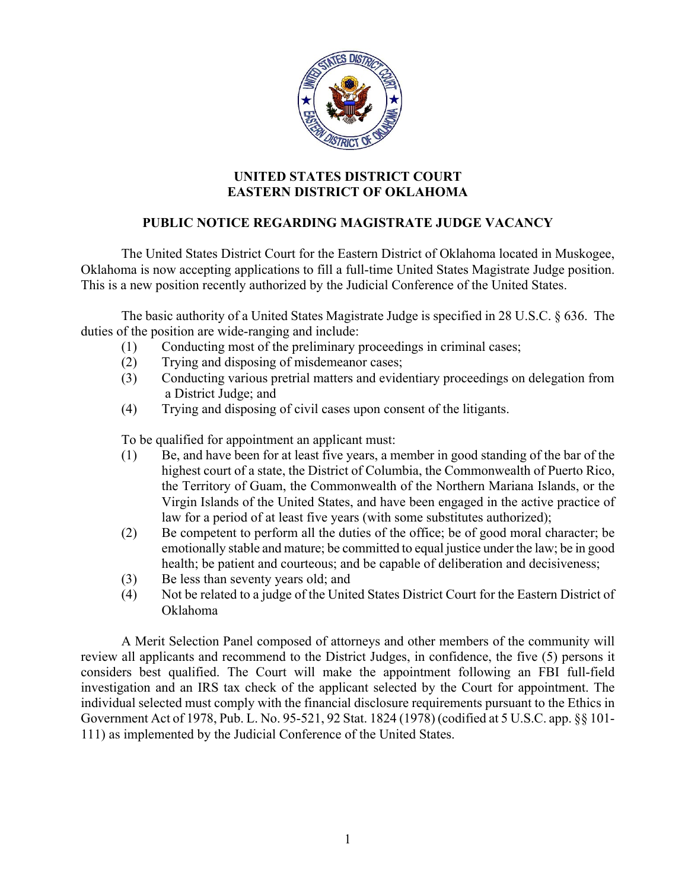# UNITED STATES DISTRICT COURT
# EASTERN DISTRICT OF OKLAHOMA

## PUBLIC NOTICE REGARDING MAGISTRATE JUDGE VACANCY

The United States District Court for the Eastern District of Oklahoma located in Muskogee, Oklahoma is now accepting applications to fill a full-time United States Magistrate Judge position. This is a new position recently authorized by the Judicial Conference of the United States.

The basic authority of a United States Magistrate Judge is specified in 28 U.S.C. § 636. The duties of the position are wide-ranging and include:

(1) Conducting most of the preliminary proceedings in criminal cases;
(2) Trying and disposing of misdemeanor cases;
(3) Conducting various pretrial matters and evidentiary proceedings on delegation from a District Judge; and
(4) Trying and disposing of civil cases upon consent of the litigants.

To be qualified for appointment an applicant must:

(1) Be, and have been for at least five years, a member in good standing of the bar of the highest court of a state, the District of Columbia, the Commonwealth of Puerto Rico, the Territory of Guam, the Commonwealth of the Northern Mariana Islands, or the Virgin Islands of the United States, and have been engaged in the active practice of law for a period of at least five years (with some substitutes authorized);
(2) Be competent to perform all the duties of the office; be of good moral character; be emotionally stable and mature; be committed to equal justice under the law; be in good health; be patient and courteous; and be capable of deliberation and decisiveness;
(3) Be less than seventy years old; and
(4) Not be related to a judge of the United States District Court for the Eastern District of Oklahoma

A Merit Selection Panel composed of attorneys and other members of the community will review all applicants and recommend to the District Judges, in confidence, the five (5) persons it considers best qualified. The Court will make the appointment following an FBI full-field investigation and an IRS tax check of the applicant selected by the Court for appointment. The individual selected must comply with the financial disclosure requirements pursuant to the Ethics in Government Act of 1978, Pub. L. No. 95-521, 92 Stat. 1824 (1978) (codified at 5 U.S.C. app. §§ 101-111) as implemented by the Judicial Conference of the United States.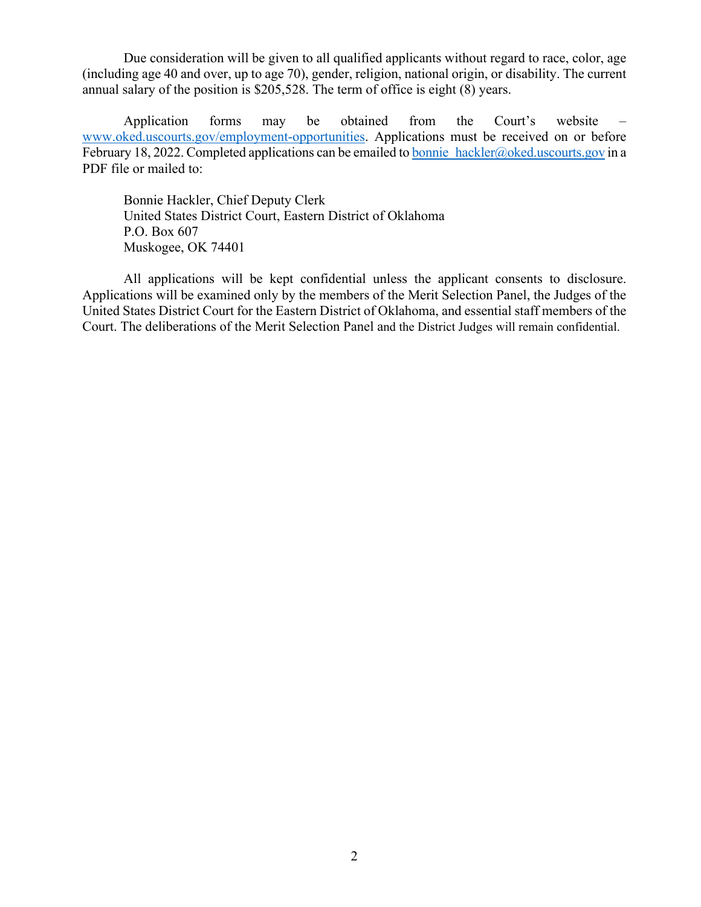Due consideration will be given to all qualified applicants without regard to race, color, age (including age 40 and over, up to age 70), gender, religion, national origin, or disability. The current annual salary of the position is $205,528. The term of office is eight (8) years.

Application forms may be obtained from the Court's website – www.oked.uscourts.gov/employment-opportunities. Applications must be received on or before February 18, 2022. Completed applications can be emailed to bonnie_hackler@oked.uscourts.gov in a PDF file or mailed to:

Bonnie Hackler, Chief Deputy Clerk  
United States District Court, Eastern District of Oklahoma  
P.O. Box 607  
Muskogee, OK 74401

All applications will be kept confidential unless the applicant consents to disclosure. Applications will be examined only by the members of the Merit Selection Panel, the Judges of the United States District Court for the Eastern District of Oklahoma, and essential staff members of the Court. The deliberations of the Merit Selection Panel and the District Judges will remain confidential.